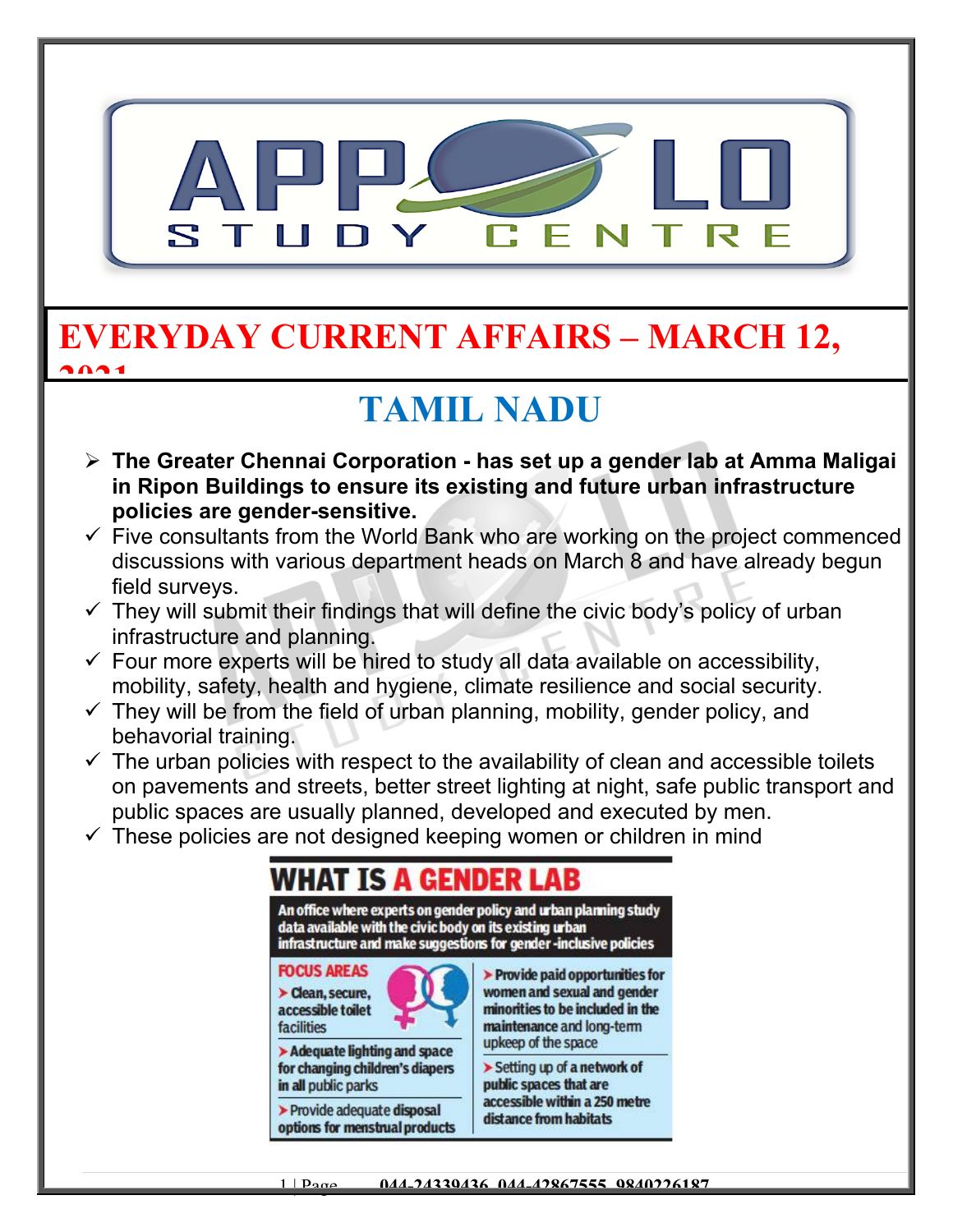# EVERYDAY CURRENT AFFAIRS – MARCH 12, 2021

## TAMIL NADU

- **The Greater Chennai Corporation - has set up a gender lab at Amma Maligai in Ripon Buildings to ensure its existing and future urban infrastructure policies are gender-sensitive.**
  - ✓ Five consultants from the World Bank who are working on the project commenced discussions with various department heads on March 8 and have already begun field surveys.
  - ✓ They will submit their findings that will define the civic body's policy of urban infrastructure and planning.
  - ✓ Four more experts will be hired to study all data available on accessibility, mobility, safety, health and hygiene, climate resilience and social security.
  - ✓ They will be from the field of urban planning, mobility, gender policy, and behavioral training.
  - ✓ The urban policies with respect to the availability of clean and accessible toilets on pavements and streets, better street lighting at night, safe public transport and public spaces are usually planned, developed and executed by men.
  - ✓ These policies are not designed keeping women or children in mind

**WHAT IS A GENDER LAB**

An office where experts on gender policy and urban planning study data available with the civic body on its existing urban infrastructure and make suggestions for gender-inclusive policies

**FOCUS AREAS**

- Clean, secure, accessible toilet facilities
- Adequate lighting and space for changing children's diapers in all public parks
- Provide adequate disposal options for menstrual products
- Provide paid opportunities for women and sexual and gender minorities to be included in the maintenance and long-term upkeep of the space
- Setting up of a network of public spaces that are accessible within a 250 metre distance from habitats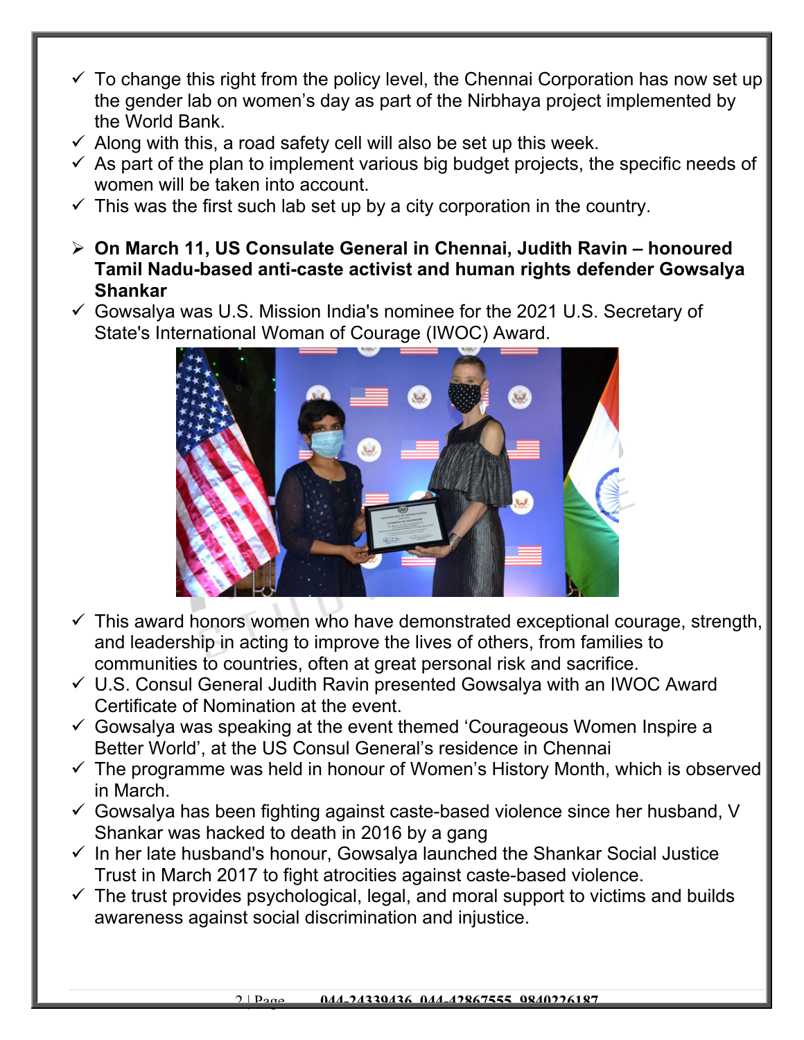- ✓ To change this right from the policy level, the Chennai Corporation has now set up the gender lab on women's day as part of the Nirbhaya project implemented by the World Bank.
- ✓ Along with this, a road safety cell will also be set up this week.
- ✓ As part of the plan to implement various big budget projects, the specific needs of women will be taken into account.
- ✓ This was the first such lab set up by a city corporation in the country.

➢ **On March 11, US Consulate General in Chennai, Judith Ravin – honoured Tamil Nadu-based anti-caste activist and human rights defender Gowsalya Shankar**

- ✓ Gowsalya was U.S. Mission India's nominee for the 2021 U.S. Secretary of State's International Woman of Courage (IWOC) Award.
- ✓ This award honors women who have demonstrated exceptional courage, strength, and leadership in acting to improve the lives of others, from families to communities to countries, often at great personal risk and sacrifice.
- ✓ U.S. Consul General Judith Ravin presented Gowsalya with an IWOC Award Certificate of Nomination at the event.
- ✓ Gowsalya was speaking at the event themed 'Courageous Women Inspire a Better World', at the US Consul General's residence in Chennai
- ✓ The programme was held in honour of Women's History Month, which is observed in March.
- ✓ Gowsalya has been fighting against caste-based violence since her husband, V Shankar was hacked to death in 2016 by a gang
- ✓ In her late husband's honour, Gowsalya launched the Shankar Social Justice Trust in March 2017 to fight atrocities against caste-based violence.
- ✓ The trust provides psychological, legal, and moral support to victims and builds awareness against social discrimination and injustice.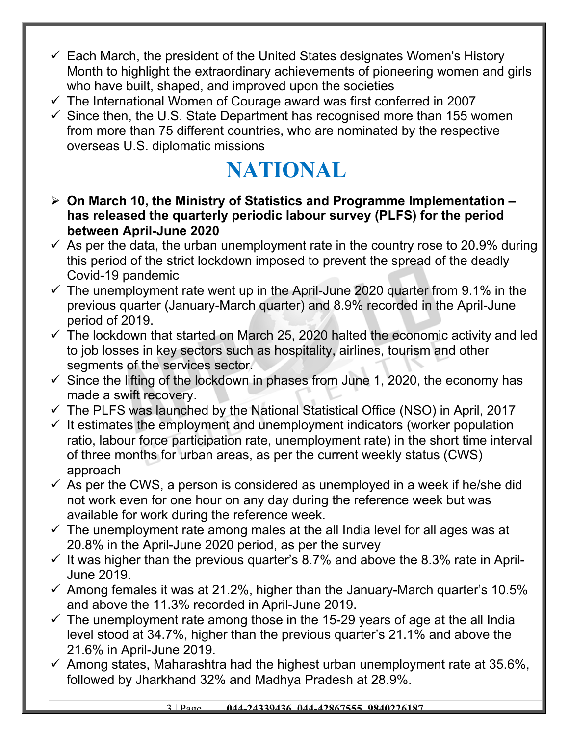- ✓ Each March, the president of the United States designates Women's History Month to highlight the extraordinary achievements of pioneering women and girls who have built, shaped, and improved upon the societies
- ✓ The International Women of Courage award was first conferred in 2007
- ✓ Since then, the U.S. State Department has recognised more than 155 women from more than 75 different countries, who are nominated by the respective overseas U.S. diplomatic missions

# NATIONAL

- ➢ **On March 10, the Ministry of Statistics and Programme Implementation – has released the quarterly periodic labour survey (PLFS) for the period between April-June 2020**
- ✓ As per the data, the urban unemployment rate in the country rose to 20.9% during this period of the strict lockdown imposed to prevent the spread of the deadly Covid-19 pandemic
- ✓ The unemployment rate went up in the April-June 2020 quarter from 9.1% in the previous quarter (January-March quarter) and 8.9% recorded in the April-June period of 2019.
- ✓ The lockdown that started on March 25, 2020 halted the economic activity and led to job losses in key sectors such as hospitality, airlines, tourism and other segments of the services sector.
- ✓ Since the lifting of the lockdown in phases from June 1, 2020, the economy has made a swift recovery.
- ✓ The PLFS was launched by the National Statistical Office (NSO) in April, 2017
- ✓ It estimates the employment and unemployment indicators (worker population ratio, labour force participation rate, unemployment rate) in the short time interval of three months for urban areas, as per the current weekly status (CWS) approach
- ✓ As per the CWS, a person is considered as unemployed in a week if he/she did not work even for one hour on any day during the reference week but was available for work during the reference week.
- ✓ The unemployment rate among males at the all India level for all ages was at 20.8% in the April-June 2020 period, as per the survey
- ✓ It was higher than the previous quarter's 8.7% and above the 8.3% rate in April-June 2019.
- ✓ Among females it was at 21.2%, higher than the January-March quarter's 10.5% and above the 11.3% recorded in April-June 2019.
- ✓ The unemployment rate among those in the 15-29 years of age at the all India level stood at 34.7%, higher than the previous quarter's 21.1% and above the 21.6% in April-June 2019.
- ✓ Among states, Maharashtra had the highest urban unemployment rate at 35.6%, followed by Jharkhand 32% and Madhya Pradesh at 28.9%.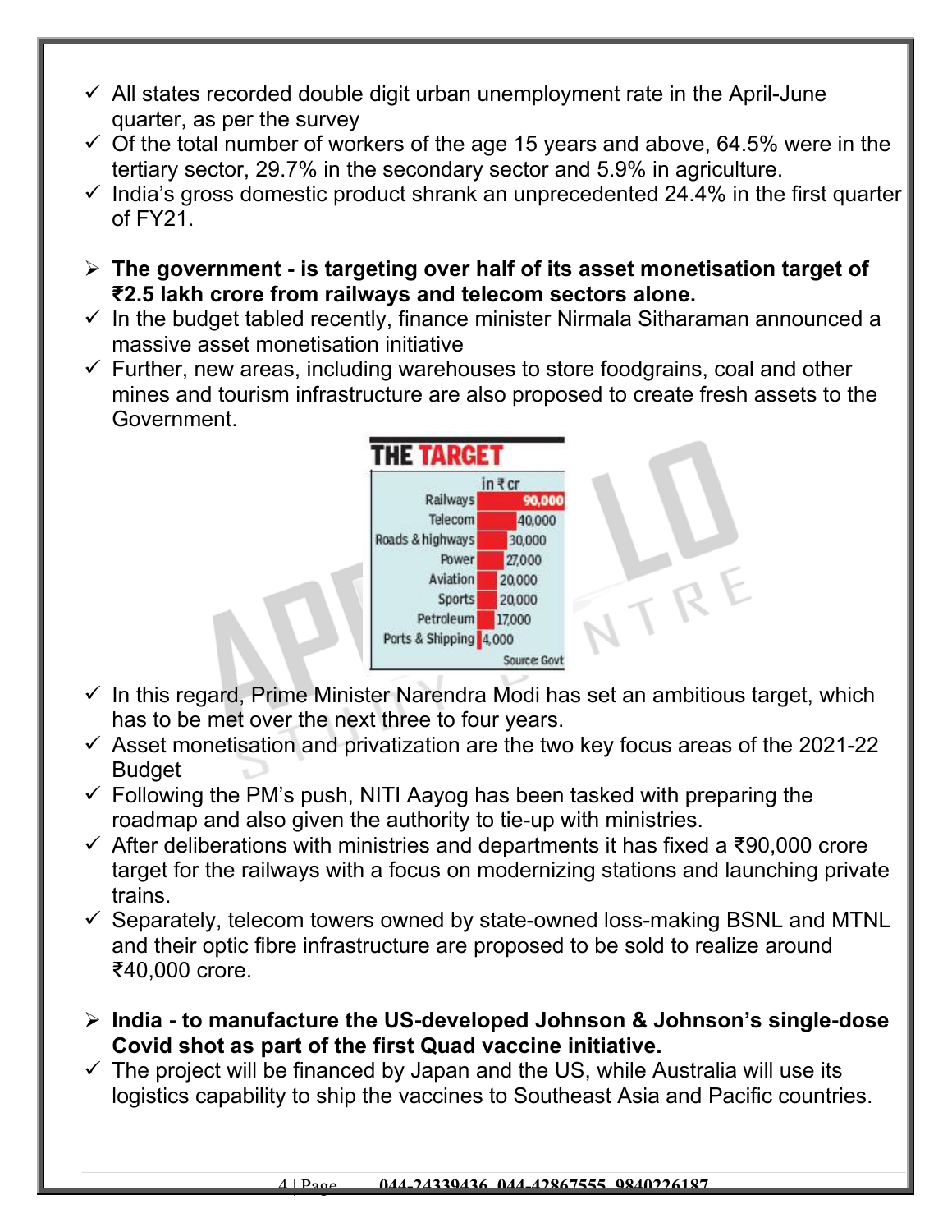- ✓ All states recorded double digit urban unemployment rate in the April-June quarter, as per the survey
- ✓ Of the total number of workers of the age 15 years and above, 64.5% were in the tertiary sector, 29.7% in the secondary sector and 5.9% in agriculture.
- ✓ India's gross domestic product shrank an unprecedented 24.4% in the first quarter of FY21.

➢ **The government - is targeting over half of its asset monetisation target of ₹2.5 lakh crore from railways and telecom sectors alone.**

- ✓ In the budget tabled recently, finance minister Nirmala Sitharaman announced a massive asset monetisation initiative
- ✓ Further, new areas, including warehouses to store foodgrains, coal and other mines and tourism infrastructure are also proposed to create fresh assets to the Government.

**THE TARGET**

| Sector | in ₹ cr |
|---|---|
| Railways | 90,000 |
| Telecom | 40,000 |
| Roads & highways | 30,000 |
| Power | 27,000 |
| Aviation | 20,000 |
| Sports | 20,000 |
| Petroleum | 17,000 |
| Ports & Shipping | 4,000 |

Source: Govt

- ✓ In this regard, Prime Minister Narendra Modi has set an ambitious target, which has to be met over the next three to four years.
- ✓ Asset monetisation and privatization are the two key focus areas of the 2021-22 Budget
- ✓ Following the PM's push, NITI Aayog has been tasked with preparing the roadmap and also given the authority to tie-up with ministries.
- ✓ After deliberations with ministries and departments it has fixed a ₹90,000 crore target for the railways with a focus on modernizing stations and launching private trains.
- ✓ Separately, telecom towers owned by state-owned loss-making BSNL and MTNL and their optic fibre infrastructure are proposed to be sold to realize around ₹40,000 crore.

➢ **India - to manufacture the US-developed Johnson & Johnson's single-dose Covid shot as part of the first Quad vaccine initiative.**

- ✓ The project will be financed by Japan and the US, while Australia will use its logistics capability to ship the vaccines to Southeast Asia and Pacific countries.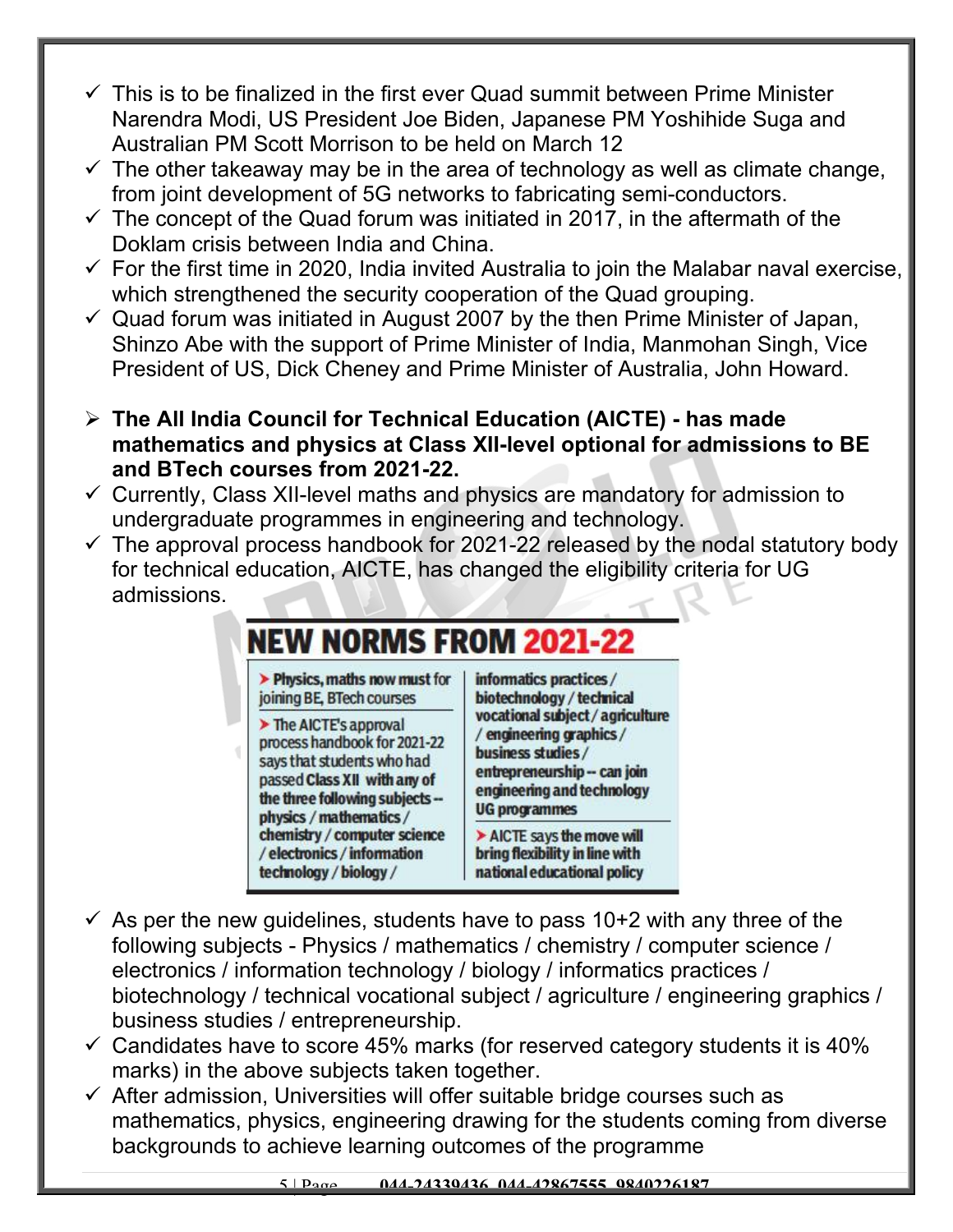- ✓ This is to be finalized in the first ever Quad summit between Prime Minister Narendra Modi, US President Joe Biden, Japanese PM Yoshihide Suga and Australian PM Scott Morrison to be held on March 12
- ✓ The other takeaway may be in the area of technology as well as climate change, from joint development of 5G networks to fabricating semi-conductors.
- ✓ The concept of the Quad forum was initiated in 2017, in the aftermath of the Doklam crisis between India and China.
- ✓ For the first time in 2020, India invited Australia to join the Malabar naval exercise, which strengthened the security cooperation of the Quad grouping.
- ✓ Quad forum was initiated in August 2007 by the then Prime Minister of Japan, Shinzo Abe with the support of Prime Minister of India, Manmohan Singh, Vice President of US, Dick Cheney and Prime Minister of Australia, John Howard.

➢ **The All India Council for Technical Education (AICTE) - has made mathematics and physics at Class XII-level optional for admissions to BE and BTech courses from 2021-22.**

- ✓ Currently, Class XII-level maths and physics are mandatory for admission to undergraduate programmes in engineering and technology.
- ✓ The approval process handbook for 2021-22 released by the nodal statutory body for technical education, AICTE, has changed the eligibility criteria for UG admissions.

## NEW NORMS FROM 2021-22

- **Physics, maths now must for joining BE, BTech courses**
- The AICTE's approval process handbook for 2021-22 says that students who had passed **Class XII with any of the three following subjects -- physics / mathematics / chemistry / computer science / electronics / information technology / biology / informatics practices / biotechnology / technical vocational subject / agriculture / engineering graphics / business studies / entrepreneurship -- can join engineering and technology UG programmes**
- AICTE says **the move will bring flexibility in line with national educational policy**

- ✓ As per the new guidelines, students have to pass 10+2 with any three of the following subjects - Physics / mathematics / chemistry / computer science / electronics / information technology / biology / informatics practices / biotechnology / technical vocational subject / agriculture / engineering graphics / business studies / entrepreneurship.
- ✓ Candidates have to score 45% marks (for reserved category students it is 40% marks) in the above subjects taken together.
- ✓ After admission, Universities will offer suitable bridge courses such as mathematics, physics, engineering drawing for the students coming from diverse backgrounds to achieve learning outcomes of the programme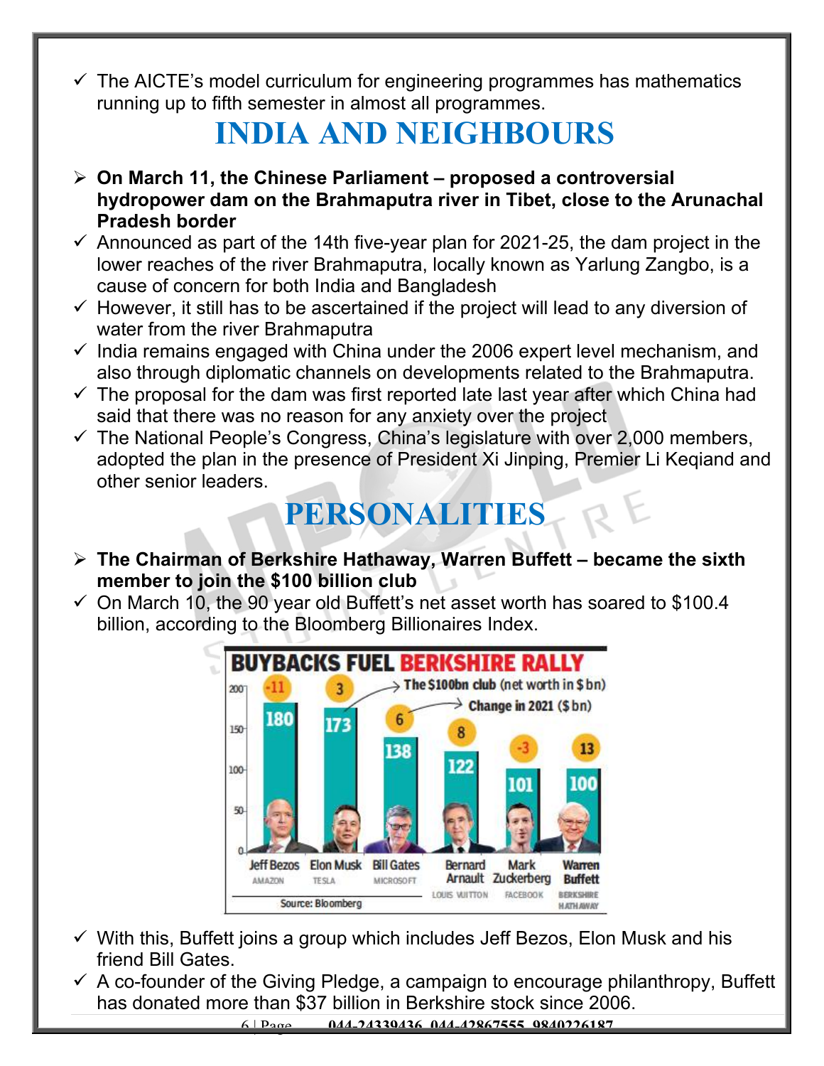- ✓ The AICTE's model curriculum for engineering programmes has mathematics running up to fifth semester in almost all programmes.

# INDIA AND NEIGHBOURS

- ➢ **On March 11, the Chinese Parliament – proposed a controversial hydropower dam on the Brahmaputra river in Tibet, close to the Arunachal Pradesh border**
- ✓ Announced as part of the 14th five-year plan for 2021-25, the dam project in the lower reaches of the river Brahmaputra, locally known as Yarlung Zangbo, is a cause of concern for both India and Bangladesh
- ✓ However, it still has to be ascertained if the project will lead to any diversion of water from the river Brahmaputra
- ✓ India remains engaged with China under the 2006 expert level mechanism, and also through diplomatic channels on developments related to the Brahmaputra.
- ✓ The proposal for the dam was first reported late last year after which China had said that there was no reason for any anxiety over the project
- ✓ The National People's Congress, China's legislature with over 2,000 members, adopted the plan in the presence of President Xi Jinping, Premier Li Keqiand and other senior leaders.

# PERSONALITIES

- ➢ **The Chairman of Berkshire Hathaway, Warren Buffett – became the sixth member to join the $100 billion club**
- ✓ On March 10, the 90 year old Buffett's net asset worth has soared to $100.4 billion, according to the Bloomberg Billionaires Index.

**BUYBACKS FUEL BERKSHIRE RALLY**

| Person | Company | The $100bn club (net worth in $ bn) | Change in 2021 ($ bn) |
|---|---|---|---|
| Jeff Bezos | Amazon | 180 | -11 |
| Elon Musk | Tesla | 173 | 3 |
| Bill Gates | Microsoft | 138 | 6 |
| Bernard Arnault | Louis Vuitton | 122 | 8 |
| Mark Zuckerberg | Facebook | 101 | -3 |
| Warren Buffett | Berkshire Hathaway | 100 | 13 |

Source: Bloomberg

- ✓ With this, Buffett joins a group which includes Jeff Bezos, Elon Musk and his friend Bill Gates.
- ✓ A co-founder of the Giving Pledge, a campaign to encourage philanthropy, Buffett has donated more than $37 billion in Berkshire stock since 2006.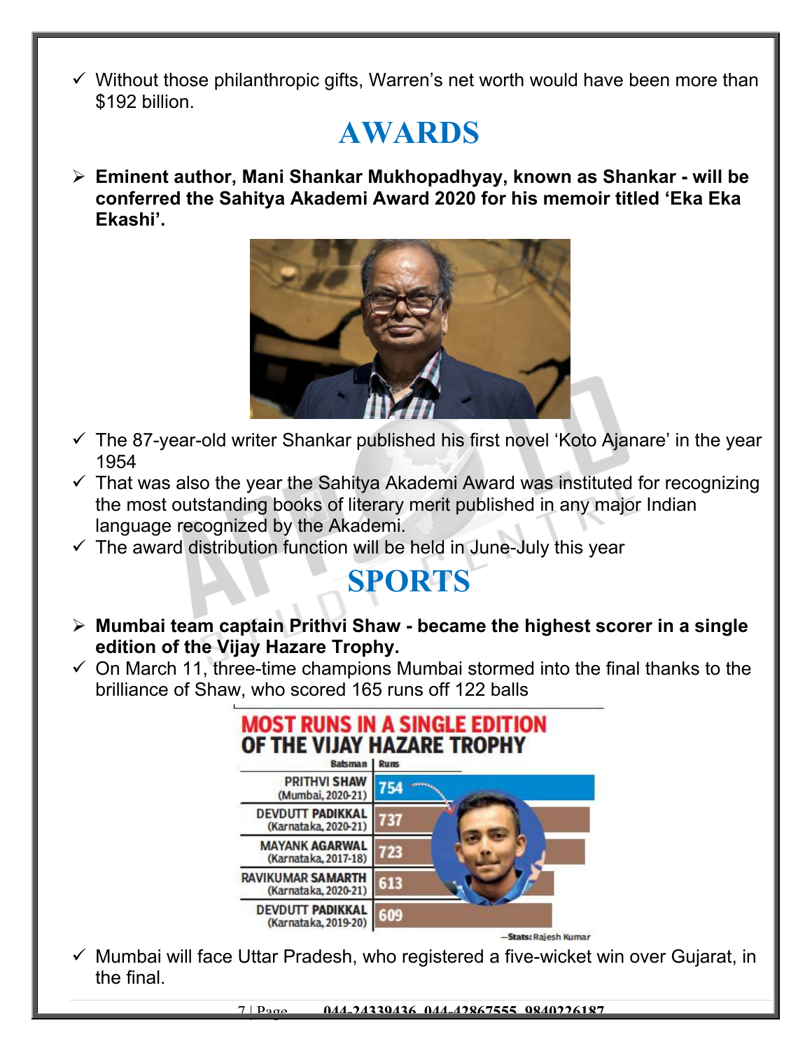- ✓ Without those philanthropic gifts, Warren's net worth would have been more than $192 billion.

# AWARDS

- ➢ **Eminent author, Mani Shankar Mukhopadhyay, known as Shankar - will be conferred the Sahitya Akademi Award 2020 for his memoir titled 'Eka Eka Ekashi'.**

- ✓ The 87-year-old writer Shankar published his first novel 'Koto Ajanare' in the year 1954
- ✓ That was also the year the Sahitya Akademi Award was instituted for recognizing the most outstanding books of literary merit published in any major Indian language recognized by the Akademi.
- ✓ The award distribution function will be held in June-July this year

# SPORTS

- ➢ **Mumbai team captain Prithvi Shaw - became the highest scorer in a single edition of the Vijay Hazare Trophy.**
- ✓ On March 11, three-time champions Mumbai stormed into the final thanks to the brilliance of Shaw, who scored 165 runs off 122 balls

**MOST RUNS IN A SINGLE EDITION OF THE VIJAY HAZARE TROPHY**

| Batsman | Runs |
|---|---|
| PRITHVI SHAW (Mumbai, 2020-21) | 754 |
| DEVDUTT PADIKKAL (Karnataka, 2020-21) | 737 |
| MAYANK AGARWAL (Karnataka, 2017-18) | 723 |
| RAVIKUMAR SAMARTH (Karnataka, 2020-21) | 613 |
| DEVDUTT PADIKKAL (Karnataka, 2019-20) | 609 |

—Stats: Rajesh Kumar

- ✓ Mumbai will face Uttar Pradesh, who registered a five-wicket win over Gujarat, in the final.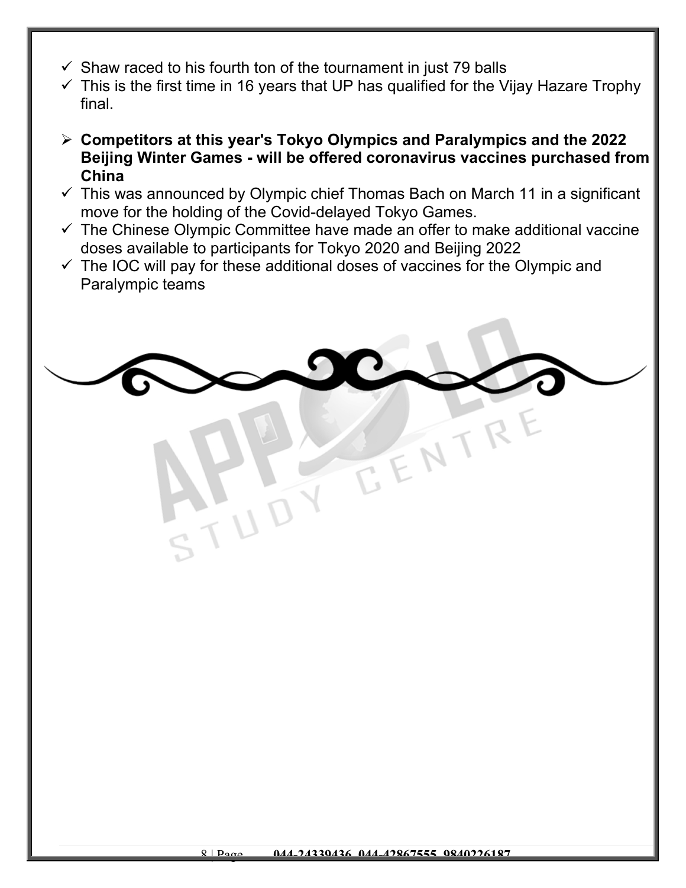- ✓ Shaw raced to his fourth ton of the tournament in just 79 balls
- ✓ This is the first time in 16 years that UP has qualified for the Vijay Hazare Trophy final.

- **Competitors at this year's Tokyo Olympics and Paralympics and the 2022 Beijing Winter Games - will be offered coronavirus vaccines purchased from China**
  - ✓ This was announced by Olympic chief Thomas Bach on March 11 in a significant move for the holding of the Covid-delayed Tokyo Games.
  - ✓ The Chinese Olympic Committee have made an offer to make additional vaccine doses available to participants for Tokyo 2020 and Beijing 2022
  - ✓ The IOC will pay for these additional doses of vaccines for the Olympic and Paralympic teams